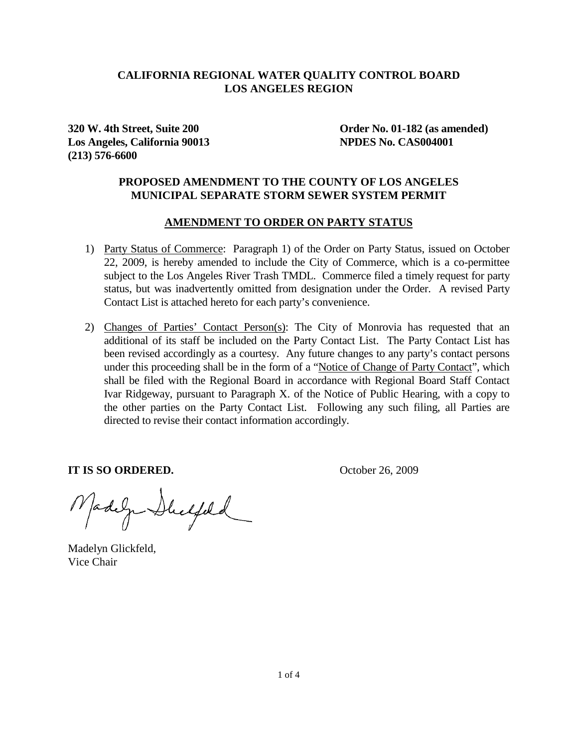**CALIFORNIA REGIONAL WATER QUALITY CONTROL BOARD**
**LOS ANGELES REGION**

**320 W. 4th Street, Suite 200**
**Los Angeles, California 90013**
**(213) 576-6600**

**Order No. 01-182 (as amended)**
**NPDES No. CAS004001**

**PROPOSED AMENDMENT TO THE COUNTY OF LOS ANGELES MUNICIPAL SEPARATE STORM SEWER SYSTEM PERMIT**

**AMENDMENT TO ORDER ON PARTY STATUS**

1) Party Status of Commerce: Paragraph 1) of the Order on Party Status, issued on October 22, 2009, is hereby amended to include the City of Commerce, which is a co-permittee subject to the Los Angeles River Trash TMDL. Commerce filed a timely request for party status, but was inadvertently omitted from designation under the Order. A revised Party Contact List is attached hereto for each party's convenience.

2) Changes of Parties' Contact Person(s): The City of Monrovia has requested that an additional of its staff be included on the Party Contact List. The Party Contact List has been revised accordingly as a courtesy. Any future changes to any party's contact persons under this proceeding shall be in the form of a "Notice of Change of Party Contact", which shall be filed with the Regional Board in accordance with Regional Board Staff Contact Ivar Ridgeway, pursuant to Paragraph X. of the Notice of Public Hearing, with a copy to the other parties on the Party Contact List. Following any such filing, all Parties are directed to revise their contact information accordingly.

**IT IS SO ORDERED.**

October 26, 2009

Madelyn Glickfeld,
Vice Chair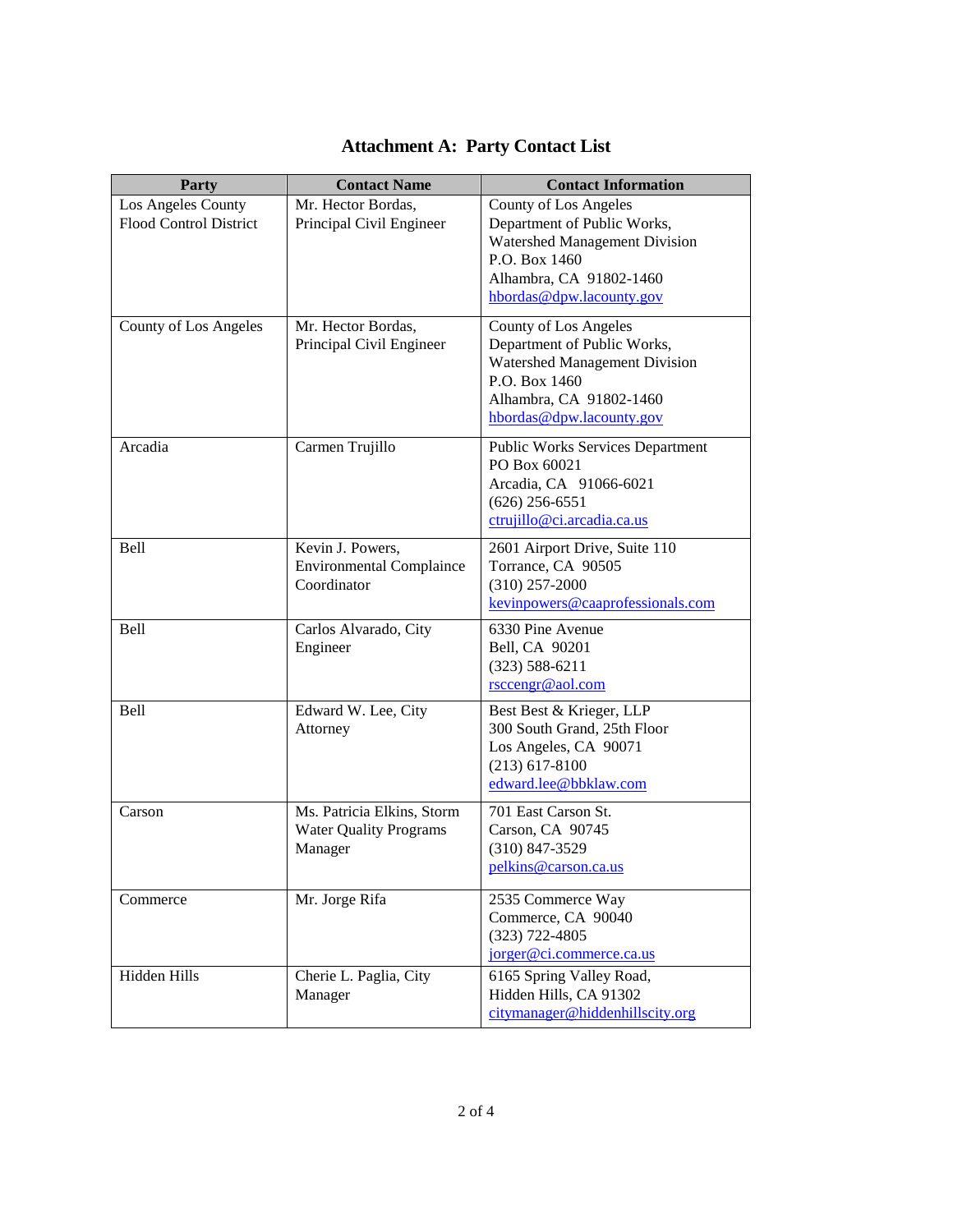# Attachment A: Party Contact List

| Party | Contact Name | Contact Information |
|---|---|---|
| Los Angeles County Flood Control District | Mr. Hector Bordas, Principal Civil Engineer | County of Los Angeles Department of Public Works, Watershed Management Division<br>P.O. Box 1460<br>Alhambra, CA 91802-1460<br>hbordas@dpw.lacounty.gov |
| County of Los Angeles | Mr. Hector Bordas, Principal Civil Engineer | County of Los Angeles Department of Public Works, Watershed Management Division<br>P.O. Box 1460<br>Alhambra, CA 91802-1460<br>hbordas@dpw.lacounty.gov |
| Arcadia | Carmen Trujillo | Public Works Services Department<br>PO Box 60021<br>Arcadia, CA 91066-6021<br>(626) 256-6551<br>ctrujillo@ci.arcadia.ca.us |
| Bell | Kevin J. Powers, Environmental Complaince Coordinator | 2601 Airport Drive, Suite 110<br>Torrance, CA 90505<br>(310) 257-2000<br>kevinpowers@caaprofessionals.com |
| Bell | Carlos Alvarado, City Engineer | 6330 Pine Avenue<br>Bell, CA 90201<br>(323) 588-6211<br>rsccengr@aol.com |
| Bell | Edward W. Lee, City Attorney | Best Best & Krieger, LLP<br>300 South Grand, 25th Floor<br>Los Angeles, CA 90071<br>(213) 617-8100<br>edward.lee@bbklaw.com |
| Carson | Ms. Patricia Elkins, Storm Water Quality Programs Manager | 701 East Carson St.<br>Carson, CA 90745<br>(310) 847-3529<br>pelkins@carson.ca.us |
| Commerce | Mr. Jorge Rifa | 2535 Commerce Way<br>Commerce, CA 90040<br>(323) 722-4805<br>jorger@ci.commerce.ca.us |
| Hidden Hills | Cherie L. Paglia, City Manager | 6165 Spring Valley Road,<br>Hidden Hills, CA 91302<br>citymanager@hiddenhillscity.org |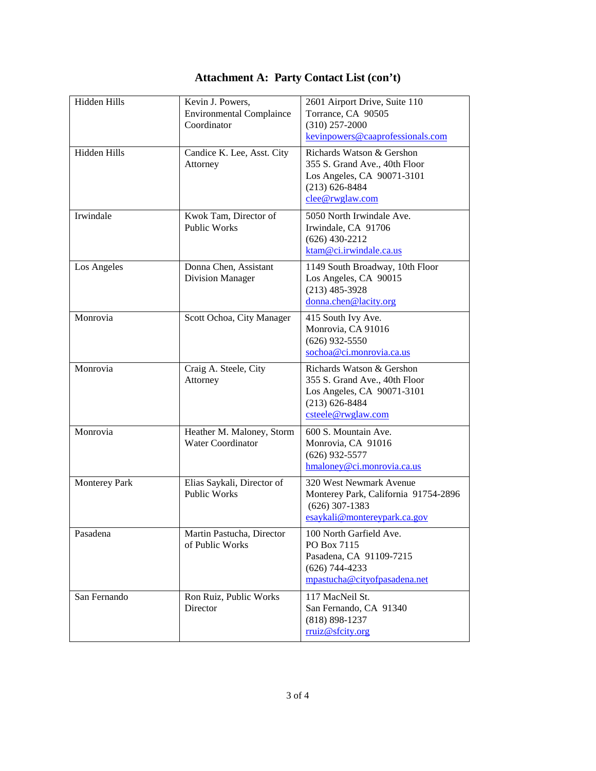## Attachment A: Party Contact List (con't)

| | | |
|---|---|---|
| Hidden Hills | Kevin J. Powers, Environmental Complaince Coordinator | 2601 Airport Drive, Suite 110<br>Torrance, CA 90505<br>(310) 257-2000<br>kevinpowers@caaprofessionals.com |
| Hidden Hills | Candice K. Lee, Asst. City Attorney | Richards Watson & Gershon<br>355 S. Grand Ave., 40th Floor<br>Los Angeles, CA 90071-3101<br>(213) 626-8484<br>clee@rwglaw.com |
| Irwindale | Kwok Tam, Director of Public Works | 5050 North Irwindale Ave.<br>Irwindale, CA 91706<br>(626) 430-2212<br>ktam@ci.irwindale.ca.us |
| Los Angeles | Donna Chen, Assistant Division Manager | 1149 South Broadway, 10th Floor<br>Los Angeles, CA 90015<br>(213) 485-3928<br>donna.chen@lacity.org |
| Monrovia | Scott Ochoa, City Manager | 415 South Ivy Ave.<br>Monrovia, CA 91016<br>(626) 932-5550<br>sochoa@ci.monrovia.ca.us |
| Monrovia | Craig A. Steele, City Attorney | Richards Watson & Gershon<br>355 S. Grand Ave., 40th Floor<br>Los Angeles, CA 90071-3101<br>(213) 626-8484<br>csteele@rwglaw.com |
| Monrovia | Heather M. Maloney, Storm Water Coordinator | 600 S. Mountain Ave.<br>Monrovia, CA 91016<br>(626) 932-5577<br>hmaloney@ci.monrovia.ca.us |
| Monterey Park | Elias Saykali, Director of Public Works | 320 West Newmark Avenue<br>Monterey Park, California 91754-2896<br>(626) 307-1383<br>esaykali@montereypark.ca.gov |
| Pasadena | Martin Pastucha, Director of Public Works | 100 North Garfield Ave.<br>PO Box 7115<br>Pasadena, CA 91109-7215<br>(626) 744-4233<br>mpastucha@cityofpasadena.net |
| San Fernando | Ron Ruiz, Public Works Director | 117 MacNeil St.<br>San Fernando, CA 91340<br>(818) 898-1237<br>rruiz@sfcity.org |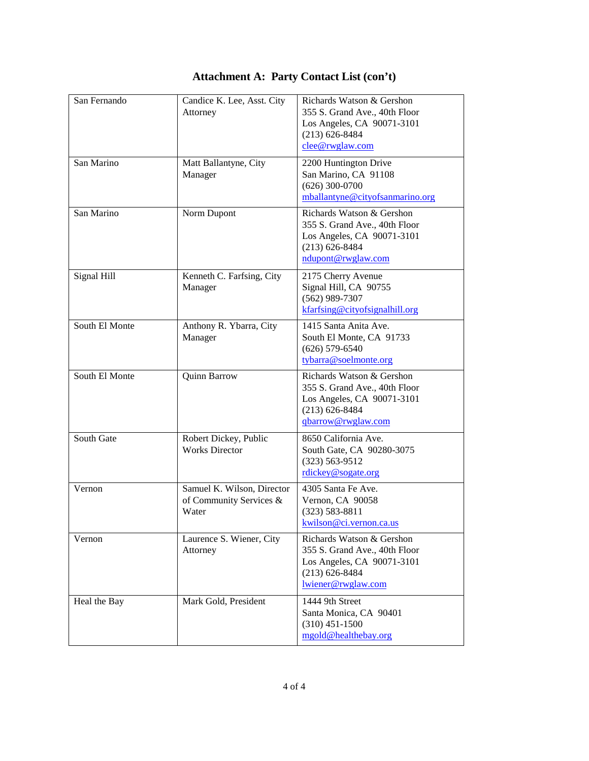# Attachment A: Party Contact List (con't)

| | | |
|---|---|---|
| San Fernando | Candice K. Lee, Asst. City Attorney | Richards Watson & Gershon<br>355 S. Grand Ave., 40th Floor<br>Los Angeles, CA 90071-3101<br>(213) 626-8484<br>clee@rwglaw.com |
| San Marino | Matt Ballantyne, City Manager | 2200 Huntington Drive<br>San Marino, CA 91108<br>(626) 300-0700<br>mballantyne@cityofsanmarino.org |
| San Marino | Norm Dupont | Richards Watson & Gershon<br>355 S. Grand Ave., 40th Floor<br>Los Angeles, CA 90071-3101<br>(213) 626-8484<br>ndupont@rwglaw.com |
| Signal Hill | Kenneth C. Farfsing, City Manager | 2175 Cherry Avenue<br>Signal Hill, CA 90755<br>(562) 989-7307<br>kfarfsing@cityofsignalhill.org |
| South El Monte | Anthony R. Ybarra, City Manager | 1415 Santa Anita Ave.<br>South El Monte, CA 91733<br>(626) 579-6540<br>tybarra@soelmonte.org |
| South El Monte | Quinn Barrow | Richards Watson & Gershon<br>355 S. Grand Ave., 40th Floor<br>Los Angeles, CA 90071-3101<br>(213) 626-8484<br>qbarrow@rwglaw.com |
| South Gate | Robert Dickey, Public Works Director | 8650 California Ave.<br>South Gate, CA 90280-3075<br>(323) 563-9512<br>rdickey@sogate.org |
| Vernon | Samuel K. Wilson, Director of Community Services & Water | 4305 Santa Fe Ave.<br>Vernon, CA 90058<br>(323) 583-8811<br>kwilson@ci.vernon.ca.us |
| Vernon | Laurence S. Wiener, City Attorney | Richards Watson & Gershon<br>355 S. Grand Ave., 40th Floor<br>Los Angeles, CA 90071-3101<br>(213) 626-8484<br>lwiener@rwglaw.com |
| Heal the Bay | Mark Gold, President | 1444 9th Street<br>Santa Monica, CA 90401<br>(310) 451-1500<br>mgold@healthebay.org |